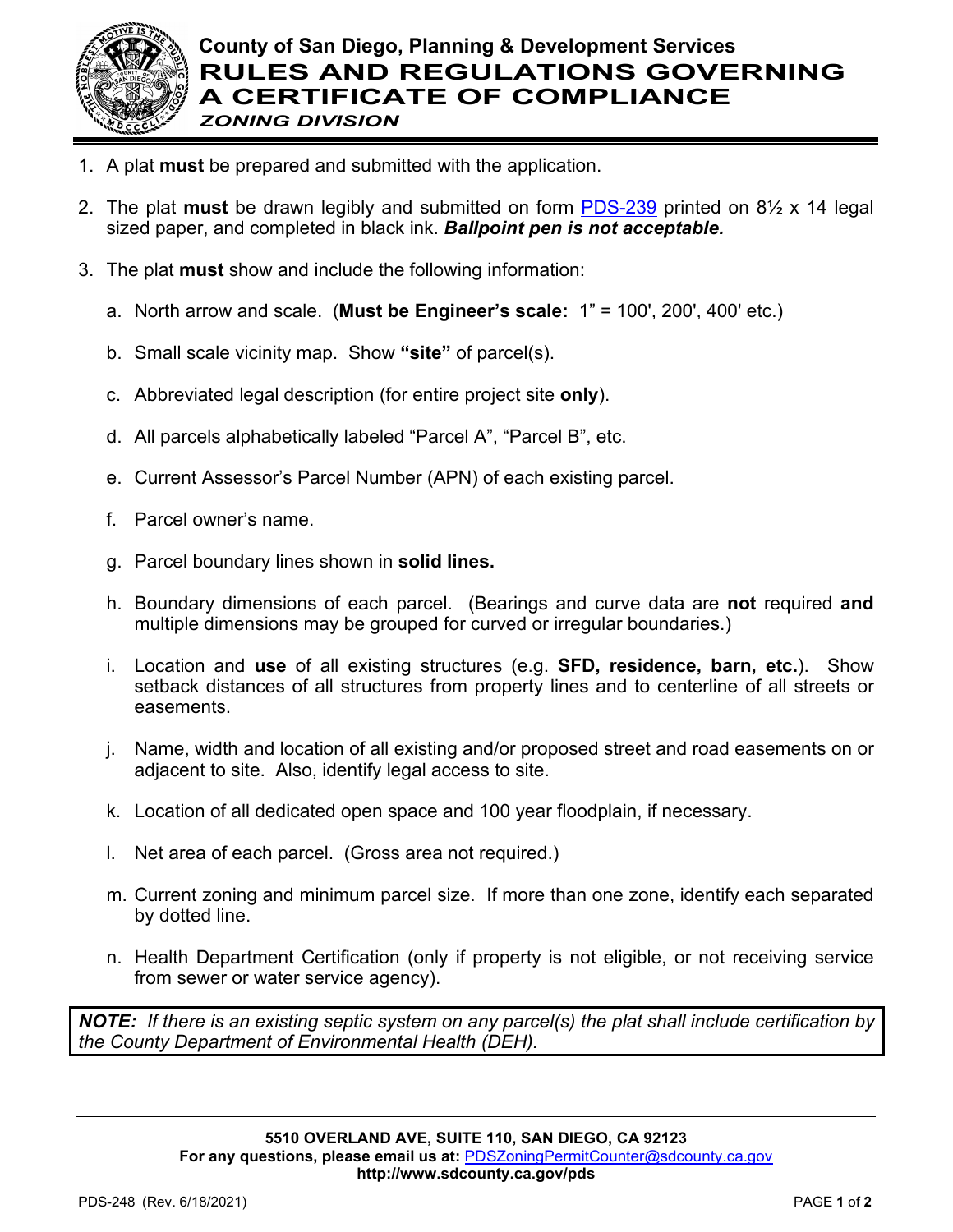**County of San Diego, Planning & Development Services**

# RULES AND REGULATIONS GOVERNING A CERTIFICATE OF COMPLIANCE

***ZONING DIVISION***

1. A plat **must** be prepared and submitted with the application.

2. The plat **must** be drawn legibly and submitted on form PDS-239 printed on 8½ x 14 legal sized paper, and completed in black ink. ***Ballpoint pen is not acceptable.***

3. The plat **must** show and include the following information:

   a. North arrow and scale. (**Must be Engineer's scale:** 1" = 100', 200', 400' etc.)

   b. Small scale vicinity map. Show **"site"** of parcel(s).

   c. Abbreviated legal description (for entire project site **only**).

   d. All parcels alphabetically labeled "Parcel A", "Parcel B", etc.

   e. Current Assessor's Parcel Number (APN) of each existing parcel.

   f. Parcel owner's name.

   g. Parcel boundary lines shown in **solid lines.**

   h. Boundary dimensions of each parcel. (Bearings and curve data are **not** required **and** multiple dimensions may be grouped for curved or irregular boundaries.)

   i. Location and **use** of all existing structures (e.g. **SFD, residence, barn, etc.**). Show setback distances of all structures from property lines and to centerline of all streets or easements.

   j. Name, width and location of all existing and/or proposed street and road easements on or adjacent to site. Also, identify legal access to site.

   k. Location of all dedicated open space and 100 year floodplain, if necessary.

   l. Net area of each parcel. (Gross area not required.)

   m. Current zoning and minimum parcel size. If more than one zone, identify each separated by dotted line.

   n. Health Department Certification (only if property is not eligible, or not receiving service from sewer or water service agency).

***NOTE:*** *If there is an existing septic system on any parcel(s) the plat shall include certification by the County Department of Environmental Health (DEH).*

**5510 OVERLAND AVE, SUITE 110, SAN DIEGO, CA 92123**
**For any questions, please email us at:** PDSZoningPermitCounter@sdcounty.ca.gov
**http://www.sdcounty.ca.gov/pds**

PDS-248 (Rev. 6/18/2021)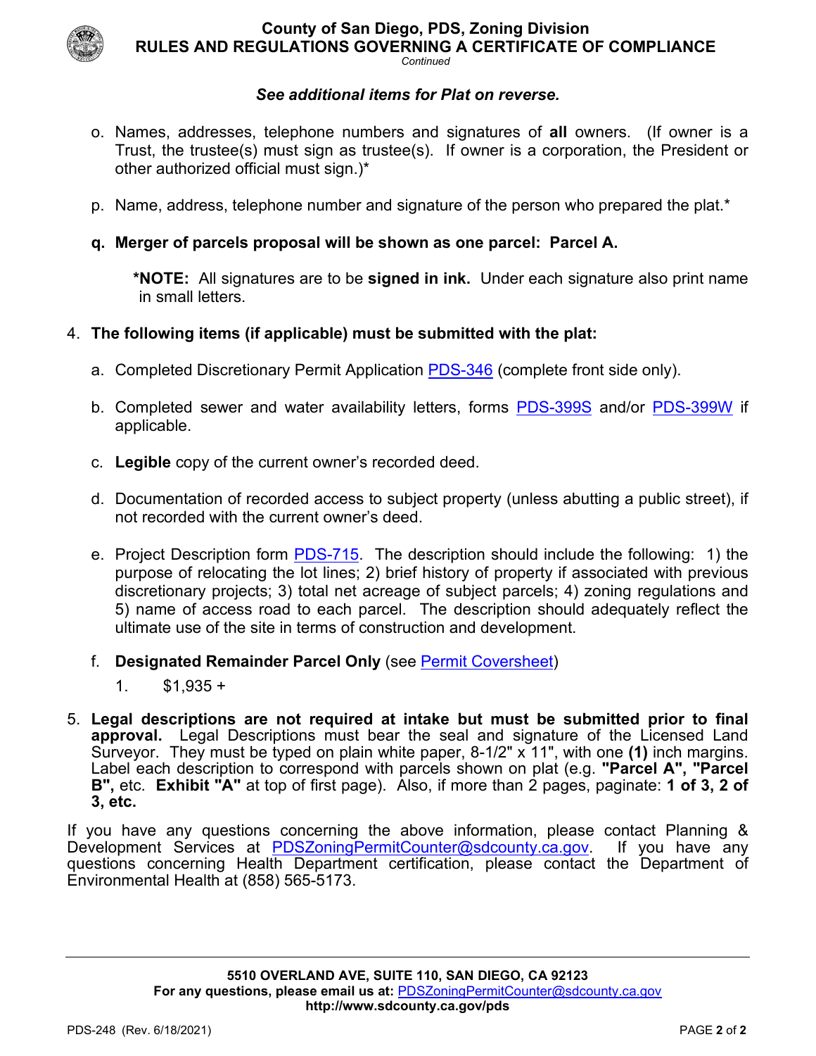# County of San Diego, PDS, Zoning Division
## RULES AND REGULATIONS GOVERNING A CERTIFICATE OF COMPLIANCE

*Continued*

***See additional items for Plat on reverse.***

o. Names, addresses, telephone numbers and signatures of **all** owners. (If owner is a Trust, the trustee(s) must sign as trustee(s). If owner is a corporation, the President or other authorized official must sign.)*

p. Name, address, telephone number and signature of the person who prepared the plat.*

**q. Merger of parcels proposal will be shown as one parcel: Parcel A.**

**\*NOTE:** All signatures are to be **signed in ink.** Under each signature also print name in small letters.

4. **The following items (if applicable) must be submitted with the plat:**

   a. Completed Discretionary Permit Application PDS-346 (complete front side only).

   b. Completed sewer and water availability letters, forms PDS-399S and/or PDS-399W if applicable.

   c. **Legible** copy of the current owner's recorded deed.

   d. Documentation of recorded access to subject property (unless abutting a public street), if not recorded with the current owner's deed.

   e. Project Description form PDS-715. The description should include the following: 1) the purpose of relocating the lot lines; 2) brief history of property if associated with previous discretionary projects; 3) total net acreage of subject parcels; 4) zoning regulations and 5) name of access road to each parcel. The description should adequately reflect the ultimate use of the site in terms of construction and development.

   f. **Designated Remainder Parcel Only** (see Permit Coversheet)

      1. $1,935 +

5. **Legal descriptions are not required at intake but must be submitted prior to final approval.** Legal Descriptions must bear the seal and signature of the Licensed Land Surveyor. They must be typed on plain white paper, 8-1/2" x 11", with one **(1)** inch margins. Label each description to correspond with parcels shown on plat (e.g. **"Parcel A", "Parcel B",** etc. **Exhibit "A"** at top of first page). Also, if more than 2 pages, paginate: **1 of 3, 2 of 3, etc.**

If you have any questions concerning the above information, please contact Planning & Development Services at PDSZoningPermitCounter@sdcounty.ca.gov. If you have any questions concerning Health Department certification, please contact the Department of Environmental Health at (858) 565-5173.

**5510 OVERLAND AVE, SUITE 110, SAN DIEGO, CA 92123**
**For any questions, please email us at:** PDSZoningPermitCounter@sdcounty.ca.gov
**http://www.sdcounty.ca.gov/pds**

PDS-248 (Rev. 6/18/2021)